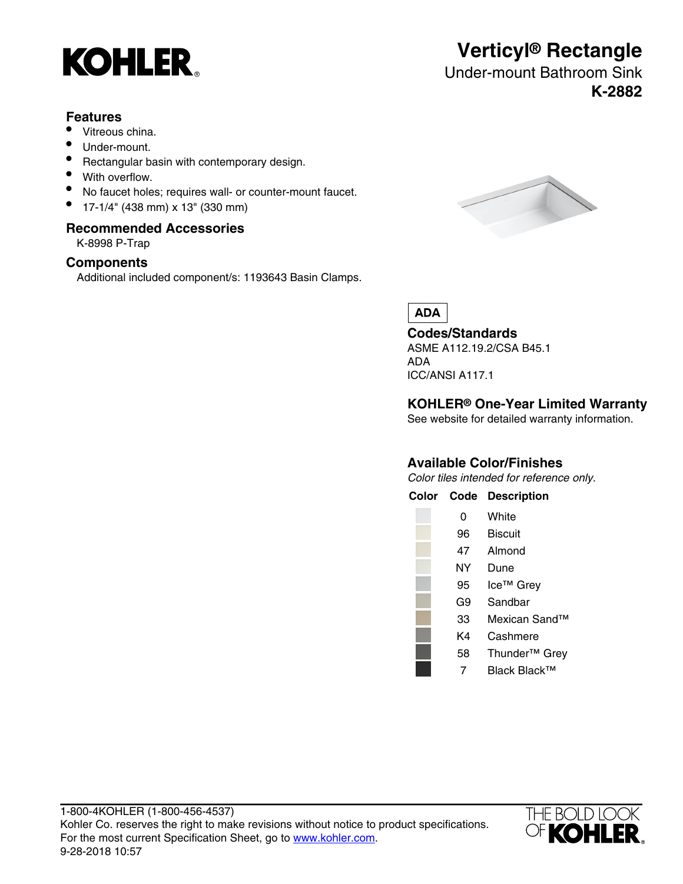# KOHLER

## Verticyl® Rectangle

Under-mount Bathroom Sink

**K-2882**

### Features

- Vitreous china.
- Under-mount.
- Rectangular basin with contemporary design.
- With overflow.
- No faucet holes; requires wall- or counter-mount faucet.
- 17-1/4" (438 mm) x 13" (330 mm)

### Recommended Accessories

K-8998 P-Trap

### Components

Additional included component/s: 1193643 Basin Clamps.

**ADA**

### Codes/Standards

ASME A112.19.2/CSA B45.1
ADA
ICC/ANSI A117.1

### KOHLER® One-Year Limited Warranty

See website for detailed warranty information.

### Available Color/Finishes

*Color tiles intended for reference only.*

| Color | Code | Description |
| --- | --- | --- |
| | 0 | White |
| | 96 | Biscuit |
| | 47 | Almond |
| | NY | Dune |
| | 95 | Ice™ Grey |
| | G9 | Sandbar |
| | 33 | Mexican Sand™ |
| | K4 | Cashmere |
| | 58 | Thunder™ Grey |
| | 7 | Black Black™ |

1-800-4KOHLER (1-800-456-4537)
Kohler Co. reserves the right to make revisions without notice to product specifications.
For the most current Specification Sheet, go to www.kohler.com.
9-28-2018 10:57

THE BOLD LOOK OF KOHLER.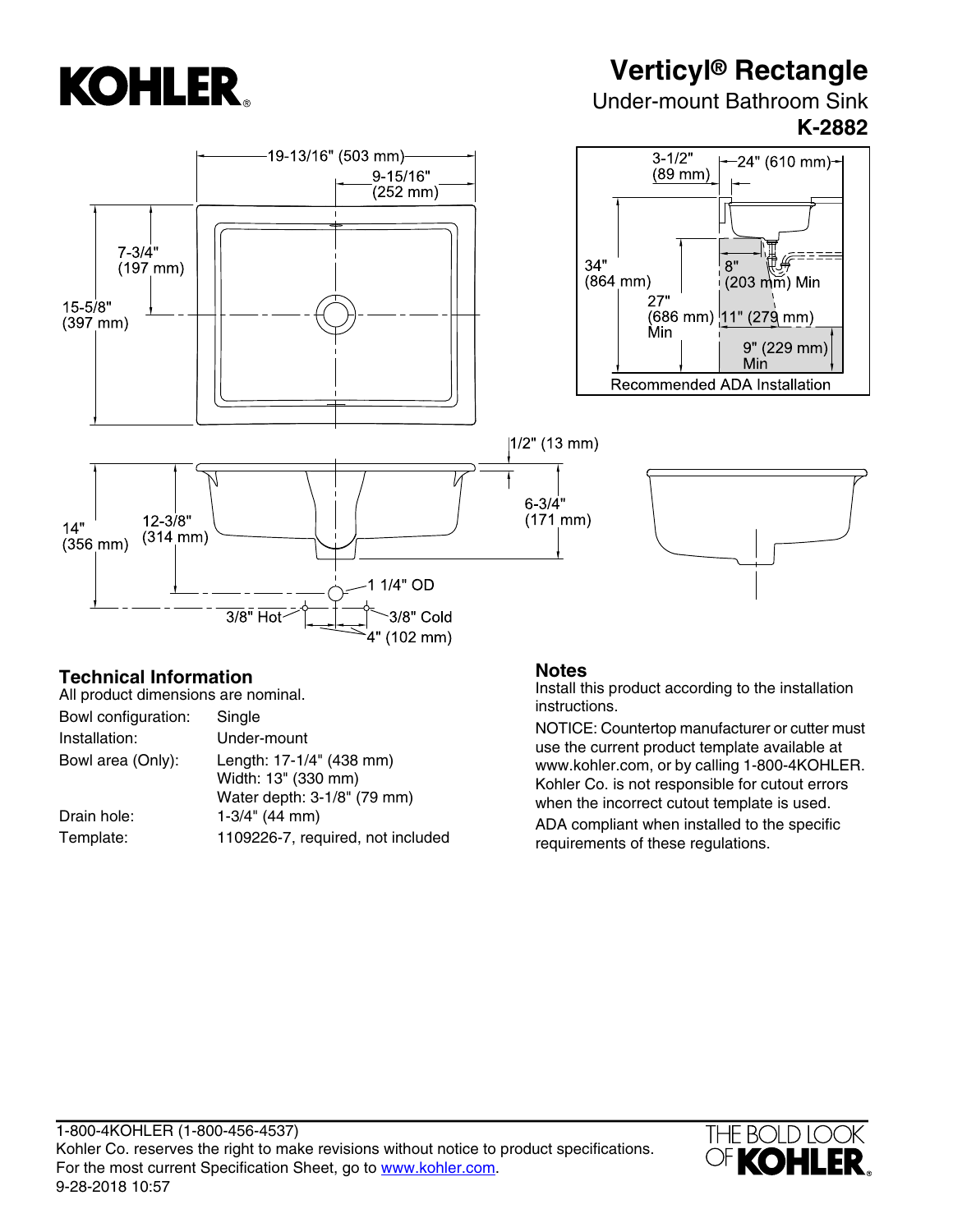# KOHLER

# Verticyl® Rectangle

## Under-mount Bathroom Sink

**K-2882**

19-13/16" (503 mm)
9-15/16" (252 mm)
7-3/4" (197 mm)
15-5/8" (397 mm)

3-1/2" (89 mm)
24" (610 mm)
34" (864 mm)
8" (203 mm) Min
27" (686 mm) Min
11" (279 mm)
9" (229 mm) Min
Recommended ADA Installation

1/2" (13 mm)
6-3/4" (171 mm)
14" (356 mm)
12-3/8" (314 mm)
1 1/4" OD
3/8" Hot
3/8" Cold
4" (102 mm)

## Technical Information

All product dimensions are nominal.

| | |
|---|---|
| Bowl configuration: | Single |
| Installation: | Under-mount |
| Bowl area (Only): | Length: 17-1/4" (438 mm)<br>Width: 13" (330 mm)<br>Water depth: 3-1/8" (79 mm) |
| Drain hole: | 1-3/4" (44 mm) |
| Template: | 1109226-7, required, not included |

## Notes

Install this product according to the installation instructions.

NOTICE: Countertop manufacturer or cutter must use the current product template available at www.kohler.com, or by calling 1-800-4KOHLER. Kohler Co. is not responsible for cutout errors when the incorrect cutout template is used.

ADA compliant when installed to the specific requirements of these regulations.

1-800-4KOHLER (1-800-456-4537)
Kohler Co. reserves the right to make revisions without notice to product specifications.
For the most current Specification Sheet, go to www.kohler.com.
9-28-2018 10:57

THE BOLD LOOK OF KOHLER